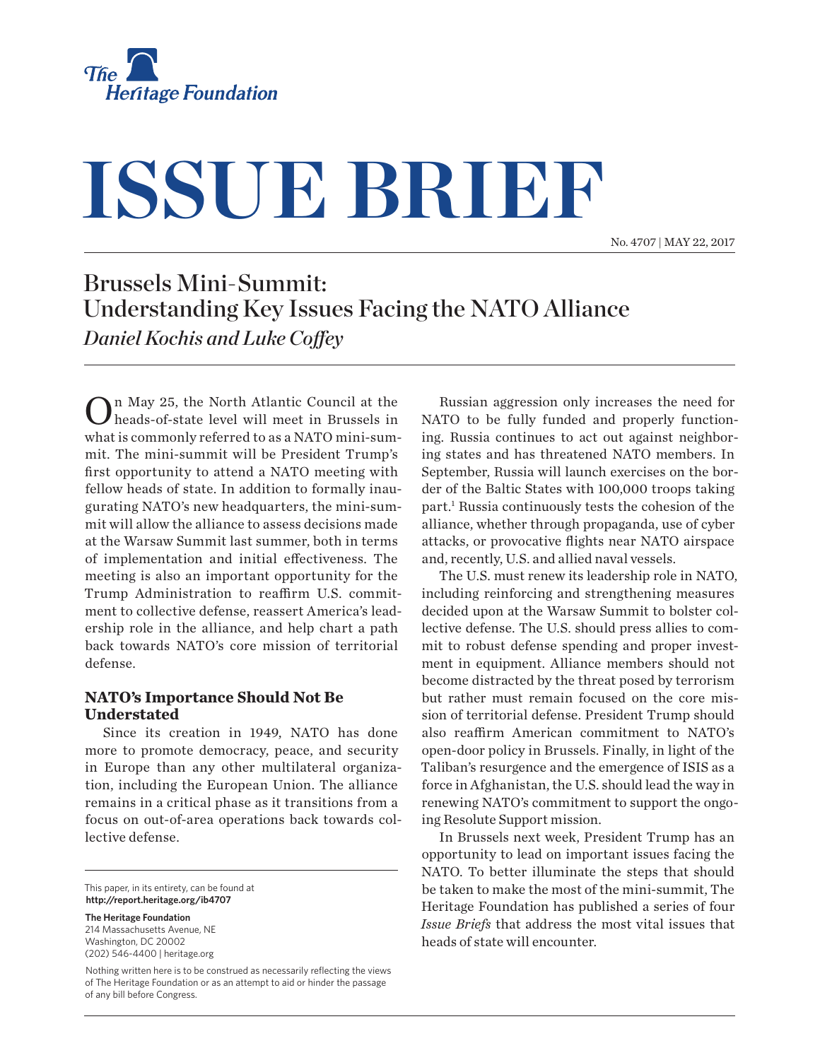The Heritage Foundation

# ISSUE BRIEF

No. 4707 | MAY 22, 2017

## Brussels Mini-Summit: Understanding Key Issues Facing the NATO Alliance

*Daniel Kochis and Luke Coffey*

On May 25, the North Atlantic Council at the heads-of-state level will meet in Brussels in what is commonly referred to as a NATO mini-summit. The mini-summit will be President Trump's first opportunity to attend a NATO meeting with fellow heads of state. In addition to formally inaugurating NATO's new headquarters, the mini-summit will allow the alliance to assess decisions made at the Warsaw Summit last summer, both in terms of implementation and initial effectiveness. The meeting is also an important opportunity for the Trump Administration to reaffirm U.S. commitment to collective defense, reassert America's leadership role in the alliance, and help chart a path back towards NATO's core mission of territorial defense.

### NATO's Importance Should Not Be Understated

Since its creation in 1949, NATO has done more to promote democracy, peace, and security in Europe than any other multilateral organization, including the European Union. The alliance remains in a critical phase as it transitions from a focus on out-of-area operations back towards collective defense.

Russian aggression only increases the need for NATO to be fully funded and properly functioning. Russia continues to act out against neighboring states and has threatened NATO members. In September, Russia will launch exercises on the border of the Baltic States with 100,000 troops taking part.[1] Russia continuously tests the cohesion of the alliance, whether through propaganda, use of cyber attacks, or provocative flights near NATO airspace and, recently, U.S. and allied naval vessels.

The U.S. must renew its leadership role in NATO, including reinforcing and strengthening measures decided upon at the Warsaw Summit to bolster collective defense. The U.S. should press allies to commit to robust defense spending and proper investment in equipment. Alliance members should not become distracted by the threat posed by terrorism but rather must remain focused on the core mission of territorial defense. President Trump should also reaffirm American commitment to NATO's open-door policy in Brussels. Finally, in light of the Taliban's resurgence and the emergence of ISIS as a force in Afghanistan, the U.S. should lead the way in renewing NATO's commitment to support the ongoing Resolute Support mission.

In Brussels next week, President Trump has an opportunity to lead on important issues facing the NATO. To better illuminate the steps that should be taken to make the most of the mini-summit, The Heritage Foundation has published a series of four *Issue Briefs* that address the most vital issues that heads of state will encounter.

This paper, in its entirety, can be found at **http://report.heritage.org/ib4707**

**The Heritage Foundation**
214 Massachusetts Avenue, NE
Washington, DC 20002
(202) 546-4400 | heritage.org

Nothing written here is to be construed as necessarily reflecting the views of The Heritage Foundation or as an attempt to aid or hinder the passage of any bill before Congress.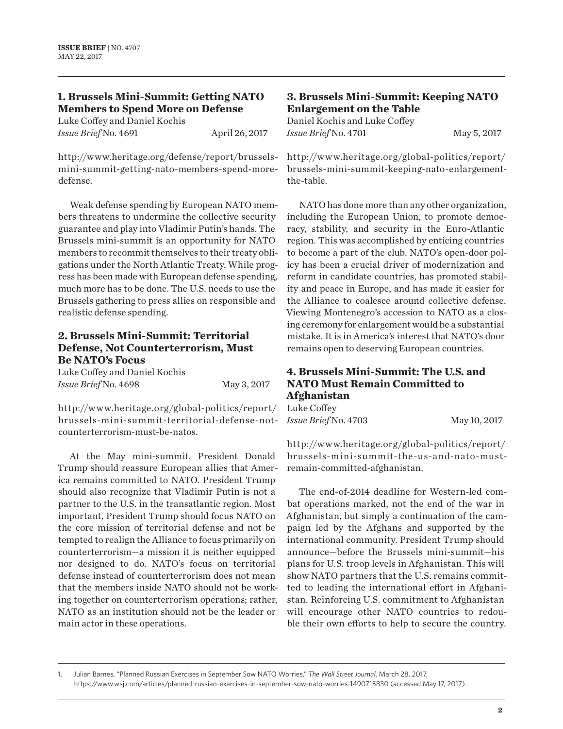### 1. Brussels Mini-Summit: Getting NATO Members to Spend More on Defense

Luke Coffey and Daniel Kochis
*Issue Brief* No. 4691 April 26, 2017

http://www.heritage.org/defense/report/brussels-mini-summit-getting-nato-members-spend-more-defense.

Weak defense spending by European NATO members threatens to undermine the collective security guarantee and play into Vladimir Putin's hands. The Brussels mini-summit is an opportunity for NATO members to recommit themselves to their treaty obligations under the North Atlantic Treaty. While progress has been made with European defense spending, much more has to be done. The U.S. needs to use the Brussels gathering to press allies on responsible and realistic defense spending.

### 2. Brussels Mini-Summit: Territorial Defense, Not Counterterrorism, Must Be NATO's Focus

Luke Coffey and Daniel Kochis
*Issue Brief* No. 4698 May 3, 2017

http://www.heritage.org/global-politics/report/brussels-mini-summit-territorial-defense-not-counterterrorism-must-be-natos.

At the May mini-summit, President Donald Trump should reassure European allies that America remains committed to NATO. President Trump should also recognize that Vladimir Putin is not a partner to the U.S. in the transatlantic region. Most important, President Trump should focus NATO on the core mission of territorial defense and not be tempted to realign the Alliance to focus primarily on counterterrorism—a mission it is neither equipped nor designed to do. NATO's focus on territorial defense instead of counterterrorism does not mean that the members inside NATO should not be working together on counterterrorism operations; rather, NATO as an institution should not be the leader or main actor in these operations.

### 3. Brussels Mini-Summit: Keeping NATO Enlargement on the Table

Daniel Kochis and Luke Coffey
*Issue Brief* No. 4701 May 5, 2017

http://www.heritage.org/global-politics/report/brussels-mini-summit-keeping-nato-enlargement-the-table.

NATO has done more than any other organization, including the European Union, to promote democracy, stability, and security in the Euro-Atlantic region. This was accomplished by enticing countries to become a part of the club. NATO's open-door policy has been a crucial driver of modernization and reform in candidate countries, has promoted stability and peace in Europe, and has made it easier for the Alliance to coalesce around collective defense. Viewing Montenegro's accession to NATO as a closing ceremony for enlargement would be a substantial mistake. It is in America's interest that NATO's door remains open to deserving European countries.

### 4. Brussels Mini-Summit: The U.S. and NATO Must Remain Committed to Afghanistan

Luke Coffey
*Issue Brief* No. 4703 May 10, 2017

http://www.heritage.org/global-politics/report/brussels-mini-summit-the-us-and-nato-must-remain-committed-afghanistan.

The end-of-2014 deadline for Western-led combat operations marked, not the end of the war in Afghanistan, but simply a continuation of the campaign led by the Afghans and supported by the international community. President Trump should announce—before the Brussels mini-summit—his plans for U.S. troop levels in Afghanistan. This will show NATO partners that the U.S. remains committed to leading the international effort in Afghanistan. Reinforcing U.S. commitment to Afghanistan will encourage other NATO countries to redouble their own efforts to help to secure the country.

---

1. Julian Barnes, "Planned Russian Exercises in September Sow NATO Worries," *The Wall Street Journal*, March 28, 2017, https://www.wsj.com/articles/planned-russian-exercises-in-september-sow-nato-worries-1490715830 (accessed May 17, 2017).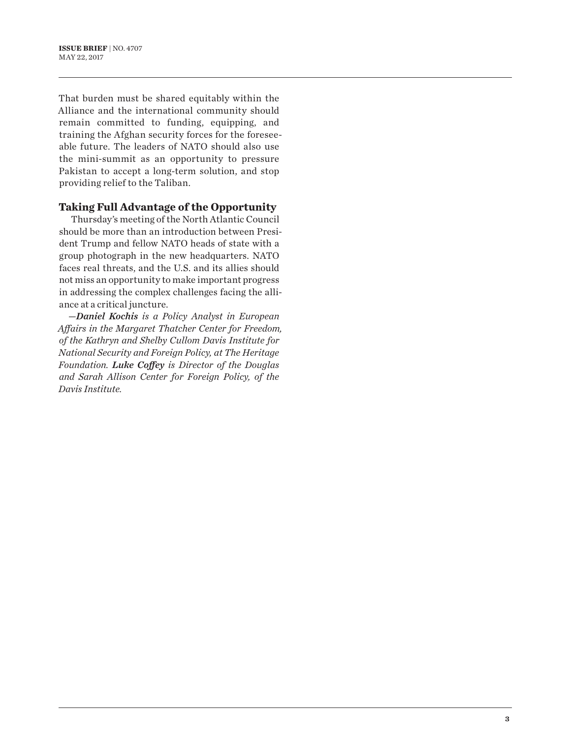That burden must be shared equitably within the Alliance and the international community should remain committed to funding, equipping, and training the Afghan security forces for the foreseeable future. The leaders of NATO should also use the mini-summit as an opportunity to pressure Pakistan to accept a long-term solution, and stop providing relief to the Taliban.

## Taking Full Advantage of the Opportunity

Thursday's meeting of the North Atlantic Council should be more than an introduction between President Trump and fellow NATO heads of state with a group photograph in the new headquarters. NATO faces real threats, and the U.S. and its allies should not miss an opportunity to make important progress in addressing the complex challenges facing the alliance at a critical juncture.

*—**Daniel Kochis** is a Policy Analyst in European Affairs in the Margaret Thatcher Center for Freedom, of the Kathryn and Shelby Cullom Davis Institute for National Security and Foreign Policy, at The Heritage Foundation. **Luke Coffey** is Director of the Douglas and Sarah Allison Center for Foreign Policy, of the Davis Institute.*